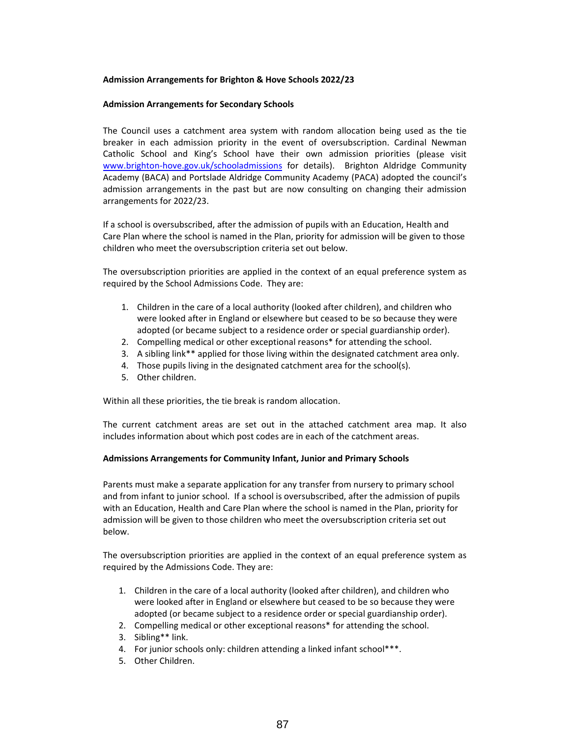**Admission Arrangements for Brighton & Hove Schools 2022/23**

**Admission Arrangements for Secondary Schools**

The Council uses a catchment area system with random allocation being used as the tie breaker in each admission priority in the event of oversubscription. Cardinal Newman Catholic School and King's School have their own admission priorities (please visit [www.brighton-hove.gov.uk/schooladmissions](http://www.brighton-hove.gov.uk/schooladmissions) for details). Brighton Aldridge Community Academy (BACA) and Portslade Aldridge Community Academy (PACA) adopted the council's admission arrangements in the past but are now consulting on changing their admission arrangements for 2022/23.

If a school is oversubscribed, after the admission of pupils with an Education, Health and Care Plan where the school is named in the Plan, priority for admission will be given to those children who meet the oversubscription criteria set out below.

The oversubscription priorities are applied in the context of an equal preference system as required by the School Admissions Code. They are:

1. Children in the care of a local authority (looked after children), and children who were looked after in England or elsewhere but ceased to be so because they were adopted (or became subject to a residence order or special guardianship order).
2. Compelling medical or other exceptional reasons* for attending the school.
3. A sibling link** applied for those living within the designated catchment area only.
4. Those pupils living in the designated catchment area for the school(s).
5. Other children.

Within all these priorities, the tie break is random allocation.

The current catchment areas are set out in the attached catchment area map. It also includes information about which post codes are in each of the catchment areas.

**Admissions Arrangements for Community Infant, Junior and Primary Schools**

Parents must make a separate application for any transfer from nursery to primary school and from infant to junior school. If a school is oversubscribed, after the admission of pupils with an Education, Health and Care Plan where the school is named in the Plan, priority for admission will be given to those children who meet the oversubscription criteria set out below.

The oversubscription priorities are applied in the context of an equal preference system as required by the Admissions Code. They are:

1. Children in the care of a local authority (looked after children), and children who were looked after in England or elsewhere but ceased to be so because they were adopted (or became subject to a residence order or special guardianship order).
2. Compelling medical or other exceptional reasons* for attending the school.
3. Sibling** link.
4. For junior schools only: children attending a linked infant school***.
5. Other Children.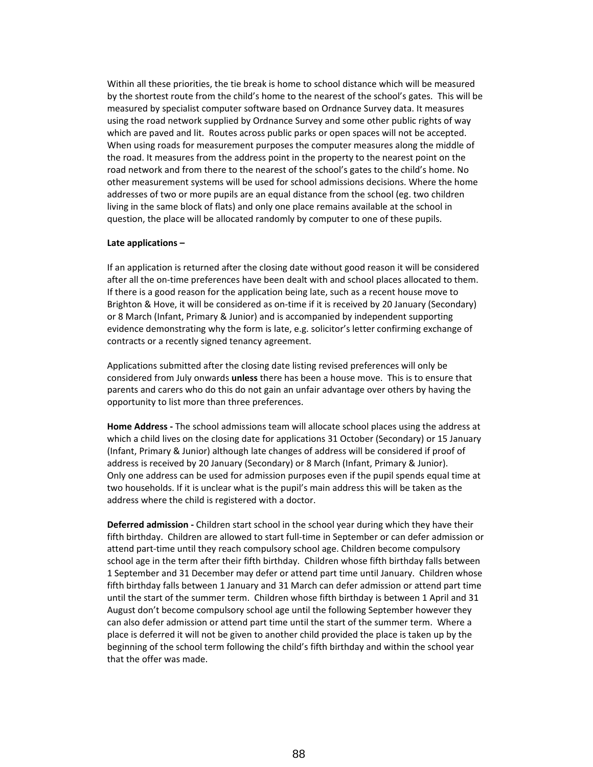Within all these priorities, the tie break is home to school distance which will be measured by the shortest route from the child's home to the nearest of the school's gates. This will be measured by specialist computer software based on Ordnance Survey data. It measures using the road network supplied by Ordnance Survey and some other public rights of way which are paved and lit. Routes across public parks or open spaces will not be accepted. When using roads for measurement purposes the computer measures along the middle of the road. It measures from the address point in the property to the nearest point on the road network and from there to the nearest of the school's gates to the child's home. No other measurement systems will be used for school admissions decisions. Where the home addresses of two or more pupils are an equal distance from the school (eg. two children living in the same block of flats) and only one place remains available at the school in question, the place will be allocated randomly by computer to one of these pupils.

**Late applications –**

If an application is returned after the closing date without good reason it will be considered after all the on-time preferences have been dealt with and school places allocated to them. If there is a good reason for the application being late, such as a recent house move to Brighton & Hove, it will be considered as on-time if it is received by 20 January (Secondary) or 8 March (Infant, Primary & Junior) and is accompanied by independent supporting evidence demonstrating why the form is late, e.g. solicitor's letter confirming exchange of contracts or a recently signed tenancy agreement.

Applications submitted after the closing date listing revised preferences will only be considered from July onwards **unless** there has been a house move. This is to ensure that parents and carers who do this do not gain an unfair advantage over others by having the opportunity to list more than three preferences.

**Home Address -** The school admissions team will allocate school places using the address at which a child lives on the closing date for applications 31 October (Secondary) or 15 January (Infant, Primary & Junior) although late changes of address will be considered if proof of address is received by 20 January (Secondary) or 8 March (Infant, Primary & Junior). Only one address can be used for admission purposes even if the pupil spends equal time at two households. If it is unclear what is the pupil's main address this will be taken as the address where the child is registered with a doctor.

**Deferred admission -** Children start school in the school year during which they have their fifth birthday. Children are allowed to start full-time in September or can defer admission or attend part-time until they reach compulsory school age. Children become compulsory school age in the term after their fifth birthday. Children whose fifth birthday falls between 1 September and 31 December may defer or attend part time until January. Children whose fifth birthday falls between 1 January and 31 March can defer admission or attend part time until the start of the summer term. Children whose fifth birthday is between 1 April and 31 August don't become compulsory school age until the following September however they can also defer admission or attend part time until the start of the summer term. Where a place is deferred it will not be given to another child provided the place is taken up by the beginning of the school term following the child's fifth birthday and within the school year that the offer was made.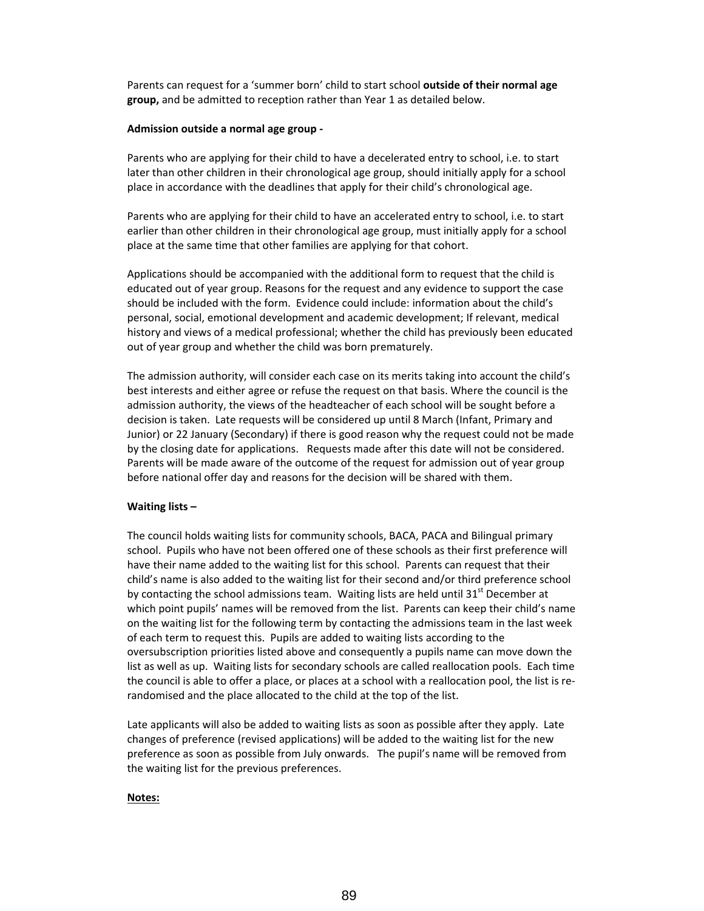Parents can request for a 'summer born' child to start school **outside of their normal age group,** and be admitted to reception rather than Year 1 as detailed below.

**Admission outside a normal age group -**

Parents who are applying for their child to have a decelerated entry to school, i.e. to start later than other children in their chronological age group, should initially apply for a school place in accordance with the deadlines that apply for their child's chronological age.

Parents who are applying for their child to have an accelerated entry to school, i.e. to start earlier than other children in their chronological age group, must initially apply for a school place at the same time that other families are applying for that cohort.

Applications should be accompanied with the additional form to request that the child is educated out of year group. Reasons for the request and any evidence to support the case should be included with the form. Evidence could include: information about the child's personal, social, emotional development and academic development; If relevant, medical history and views of a medical professional; whether the child has previously been educated out of year group and whether the child was born prematurely.

The admission authority, will consider each case on its merits taking into account the child's best interests and either agree or refuse the request on that basis. Where the council is the admission authority, the views of the headteacher of each school will be sought before a decision is taken. Late requests will be considered up until 8 March (Infant, Primary and Junior) or 22 January (Secondary) if there is good reason why the request could not be made by the closing date for applications. Requests made after this date will not be considered. Parents will be made aware of the outcome of the request for admission out of year group before national offer day and reasons for the decision will be shared with them.

**Waiting lists –**

The council holds waiting lists for community schools, BACA, PACA and Bilingual primary school. Pupils who have not been offered one of these schools as their first preference will have their name added to the waiting list for this school. Parents can request that their child's name is also added to the waiting list for their second and/or third preference school by contacting the school admissions team. Waiting lists are held until 31st December at which point pupils' names will be removed from the list. Parents can keep their child's name on the waiting list for the following term by contacting the admissions team in the last week of each term to request this. Pupils are added to waiting lists according to the oversubscription priorities listed above and consequently a pupils name can move down the list as well as up. Waiting lists for secondary schools are called reallocation pools. Each time the council is able to offer a place, or places at a school with a reallocation pool, the list is re-randomised and the place allocated to the child at the top of the list.

Late applicants will also be added to waiting lists as soon as possible after they apply. Late changes of preference (revised applications) will be added to the waiting list for the new preference as soon as possible from July onwards. The pupil's name will be removed from the waiting list for the previous preferences.

**Notes:**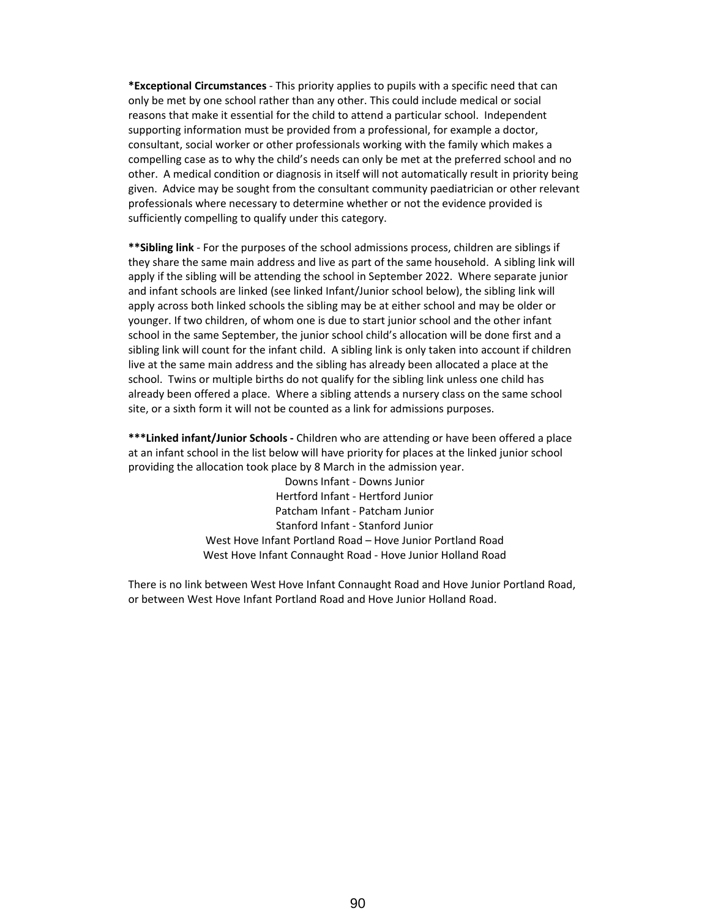**\*Exceptional Circumstances** - This priority applies to pupils with a specific need that can only be met by one school rather than any other. This could include medical or social reasons that make it essential for the child to attend a particular school. Independent supporting information must be provided from a professional, for example a doctor, consultant, social worker or other professionals working with the family which makes a compelling case as to why the child's needs can only be met at the preferred school and no other. A medical condition or diagnosis in itself will not automatically result in priority being given. Advice may be sought from the consultant community paediatrician or other relevant professionals where necessary to determine whether or not the evidence provided is sufficiently compelling to qualify under this category.

**\*\*Sibling link** - For the purposes of the school admissions process, children are siblings if they share the same main address and live as part of the same household. A sibling link will apply if the sibling will be attending the school in September 2022. Where separate junior and infant schools are linked (see linked Infant/Junior school below), the sibling link will apply across both linked schools the sibling may be at either school and may be older or younger. If two children, of whom one is due to start junior school and the other infant school in the same September, the junior school child's allocation will be done first and a sibling link will count for the infant child. A sibling link is only taken into account if children live at the same main address and the sibling has already been allocated a place at the school. Twins or multiple births do not qualify for the sibling link unless one child has already been offered a place. Where a sibling attends a nursery class on the same school site, or a sixth form it will not be counted as a link for admissions purposes.

**\*\*\*Linked infant/Junior Schools -** Children who are attending or have been offered a place at an infant school in the list below will have priority for places at the linked junior school providing the allocation took place by 8 March in the admission year.

Downs Infant - Downs Junior
Hertford Infant - Hertford Junior
Patcham Infant - Patcham Junior
Stanford Infant - Stanford Junior
West Hove Infant Portland Road – Hove Junior Portland Road
West Hove Infant Connaught Road - Hove Junior Holland Road

There is no link between West Hove Infant Connaught Road and Hove Junior Portland Road, or between West Hove Infant Portland Road and Hove Junior Holland Road.